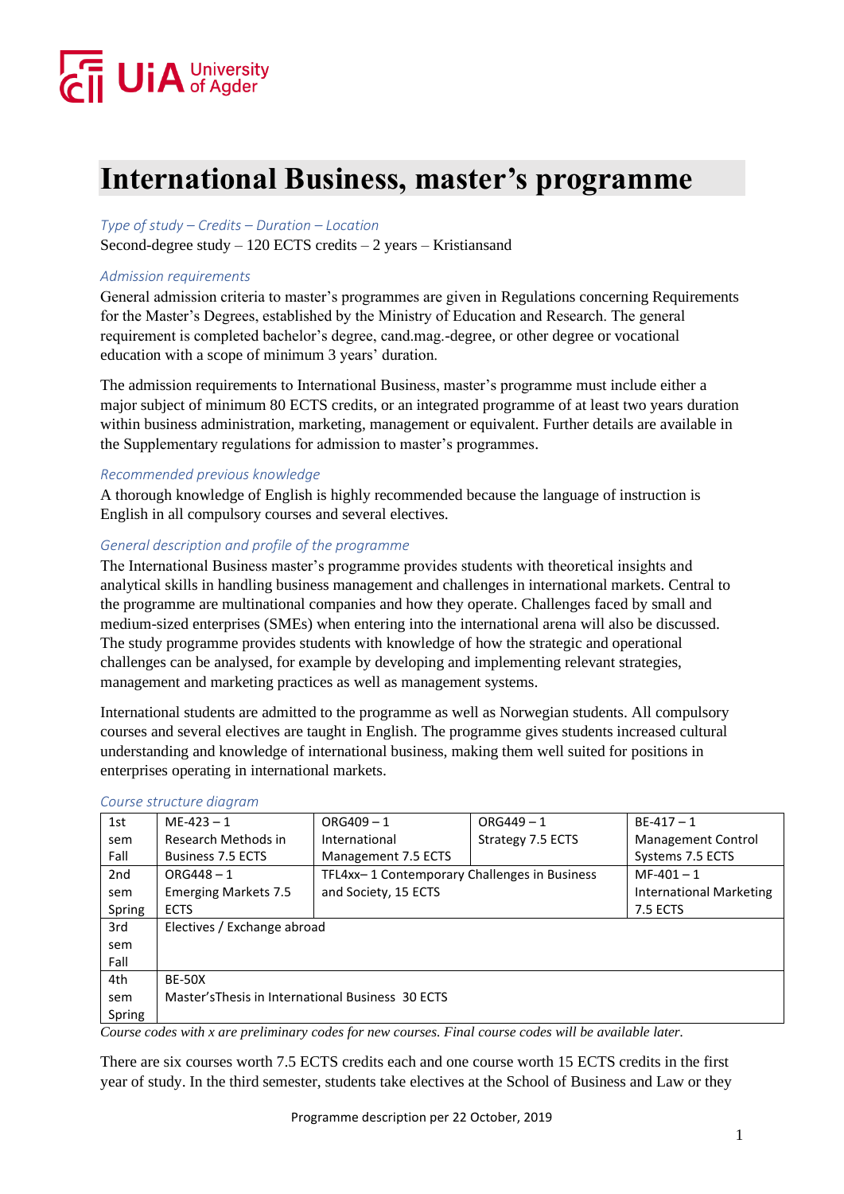# International Business, master's programme

*Type of study – Credits – Duration – Location*

Second-degree study – 120 ECTS credits – 2 years – Kristiansand

*Admission requirements*

General admission criteria to master's programmes are given in Regulations concerning Requirements for the Master's Degrees, established by the Ministry of Education and Research. The general requirement is completed bachelor's degree, cand.mag.-degree, or other degree or vocational education with a scope of minimum 3 years' duration.

The admission requirements to International Business, master's programme must include either a major subject of minimum 80 ECTS credits, or an integrated programme of at least two years duration within business administration, marketing, management or equivalent. Further details are available in the Supplementary regulations for admission to master's programmes.

*Recommended previous knowledge*

A thorough knowledge of English is highly recommended because the language of instruction is English in all compulsory courses and several electives.

*General description and profile of the programme*

The International Business master's programme provides students with theoretical insights and analytical skills in handling business management and challenges in international markets. Central to the programme are multinational companies and how they operate. Challenges faced by small and medium-sized enterprises (SMEs) when entering into the international arena will also be discussed. The study programme provides students with knowledge of how the strategic and operational challenges can be analysed, for example by developing and implementing relevant strategies, management and marketing practices as well as management systems.

International students are admitted to the programme as well as Norwegian students. All compulsory courses and several electives are taught in English. The programme gives students increased cultural understanding and knowledge of international business, making them well suited for positions in enterprises operating in international markets.

*Course structure diagram*

| Semester | | | | |
|---|---|---|---|---|
| 1st sem Fall | ME-423 – 1 Research Methods in Business 7.5 ECTS | ORG409 – 1 International Management 7.5 ECTS | ORG449 – 1 Strategy 7.5 ECTS | BE-417 – 1 Management Control Systems 7.5 ECTS |
| 2nd sem Spring | ORG448 – 1 Emerging Markets 7.5 ECTS | TFL4xx– 1 Contemporary Challenges in Business and Society, 15 ECTS | | MF-401 – 1 International Marketing 7.5 ECTS |
| 3rd sem Fall | Electives / Exchange abroad | | | |
| 4th sem Spring | BE-50X Master'sThesis in International Business 30 ECTS | | | |

*Course codes with x are preliminary codes for new courses. Final course codes will be available later.*

There are six courses worth 7.5 ECTS credits each and one course worth 15 ECTS credits in the first year of study. In the third semester, students take electives at the School of Business and Law or they

Programme description per 22 October, 2019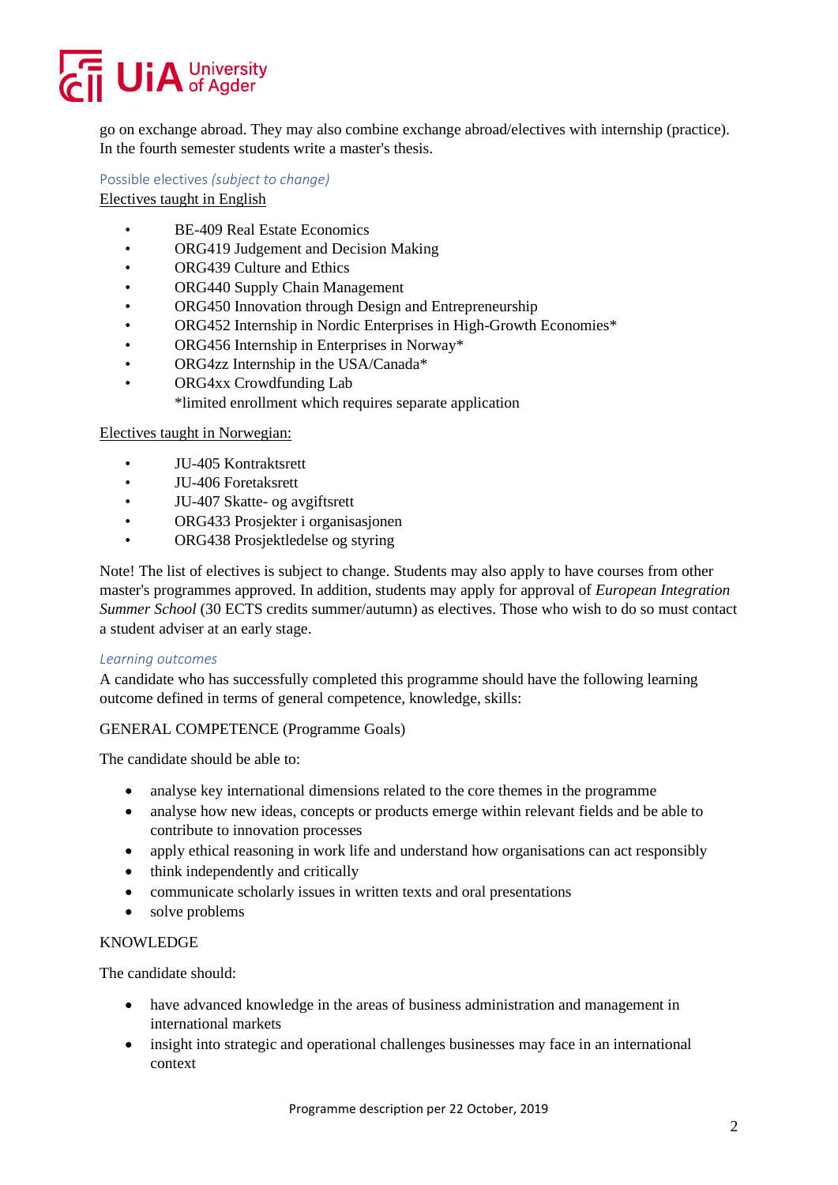go on exchange abroad. They may also combine exchange abroad/electives with internship (practice). In the fourth semester students write a master's thesis.

### Possible electives *(subject to change)*

Electives taught in English

- BE-409 Real Estate Economics
- ORG419 Judgement and Decision Making
- ORG439 Culture and Ethics
- ORG440 Supply Chain Management
- ORG450 Innovation through Design and Entrepreneurship
- ORG452 Internship in Nordic Enterprises in High-Growth Economies*
- ORG456 Internship in Enterprises in Norway*
- ORG4zz Internship in the USA/Canada*
- ORG4xx Crowdfunding Lab

  *limited enrollment which requires separate application

Electives taught in Norwegian:

- JU-405 Kontraktsrett
- JU-406 Foretaksrett
- JU-407 Skatte- og avgiftsrett
- ORG433 Prosjekter i organisasjonen
- ORG438 Prosjektledelse og styring

Note! The list of electives is subject to change. Students may also apply to have courses from other master's programmes approved. In addition, students may apply for approval of *European Integration Summer School* (30 ECTS credits summer/autumn) as electives. Those who wish to do so must contact a student adviser at an early stage.

### *Learning outcomes*

A candidate who has successfully completed this programme should have the following learning outcome defined in terms of general competence, knowledge, skills:

GENERAL COMPETENCE (Programme Goals)

The candidate should be able to:

- analyse key international dimensions related to the core themes in the programme
- analyse how new ideas, concepts or products emerge within relevant fields and be able to contribute to innovation processes
- apply ethical reasoning in work life and understand how organisations can act responsibly
- think independently and critically
- communicate scholarly issues in written texts and oral presentations
- solve problems

KNOWLEDGE

The candidate should:

- have advanced knowledge in the areas of business administration and management in international markets
- insight into strategic and operational challenges businesses may face in an international context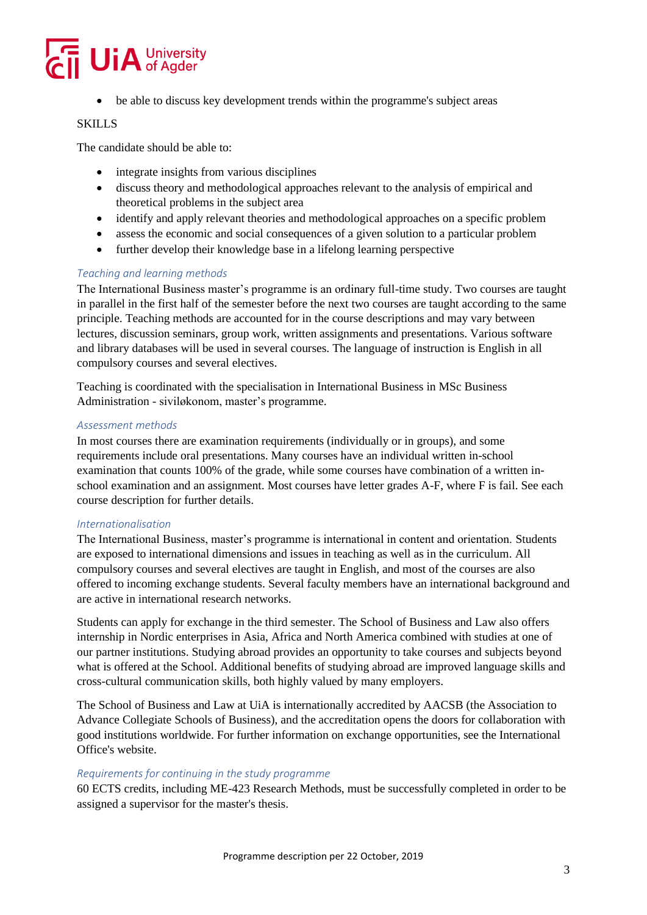- be able to discuss key development trends within the programme's subject areas

SKILLS

The candidate should be able to:

- integrate insights from various disciplines
- discuss theory and methodological approaches relevant to the analysis of empirical and theoretical problems in the subject area
- identify and apply relevant theories and methodological approaches on a specific problem
- assess the economic and social consequences of a given solution to a particular problem
- further develop their knowledge base in a lifelong learning perspective

### *Teaching and learning methods*

The International Business master's programme is an ordinary full-time study. Two courses are taught in parallel in the first half of the semester before the next two courses are taught according to the same principle. Teaching methods are accounted for in the course descriptions and may vary between lectures, discussion seminars, group work, written assignments and presentations. Various software and library databases will be used in several courses. The language of instruction is English in all compulsory courses and several electives.

Teaching is coordinated with the specialisation in International Business in MSc Business Administration - siviløkonom, master's programme.

### *Assessment methods*

In most courses there are examination requirements (individually or in groups), and some requirements include oral presentations. Many courses have an individual written in-school examination that counts 100% of the grade, while some courses have combination of a written in-school examination and an assignment. Most courses have letter grades A-F, where F is fail. See each course description for further details.

### *Internationalisation*

The International Business, master's programme is international in content and orientation. Students are exposed to international dimensions and issues in teaching as well as in the curriculum. All compulsory courses and several electives are taught in English, and most of the courses are also offered to incoming exchange students. Several faculty members have an international background and are active in international research networks.

Students can apply for exchange in the third semester. The School of Business and Law also offers internship in Nordic enterprises in Asia, Africa and North America combined with studies at one of our partner institutions. Studying abroad provides an opportunity to take courses and subjects beyond what is offered at the School. Additional benefits of studying abroad are improved language skills and cross-cultural communication skills, both highly valued by many employers.

The School of Business and Law at UiA is internationally accredited by AACSB (the Association to Advance Collegiate Schools of Business), and the accreditation opens the doors for collaboration with good institutions worldwide. For further information on exchange opportunities, see the International Office's website.

### *Requirements for continuing in the study programme*

60 ECTS credits, including ME-423 Research Methods, must be successfully completed in order to be assigned a supervisor for the master's thesis.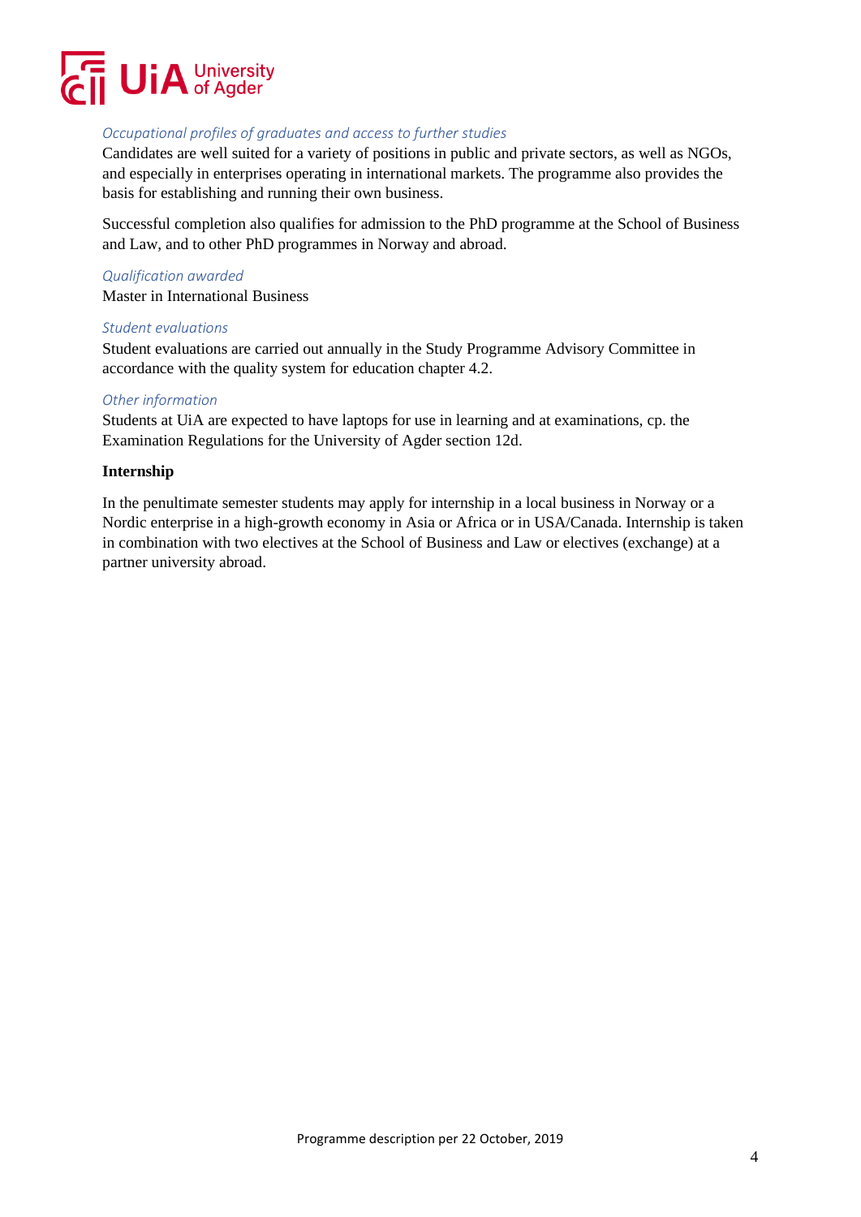*Occupational profiles of graduates and access to further studies*

Candidates are well suited for a variety of positions in public and private sectors, as well as NGOs, and especially in enterprises operating in international markets. The programme also provides the basis for establishing and running their own business.

Successful completion also qualifies for admission to the PhD programme at the School of Business and Law, and to other PhD programmes in Norway and abroad.

*Qualification awarded*

Master in International Business

*Student evaluations*

Student evaluations are carried out annually in the Study Programme Advisory Committee in accordance with the quality system for education chapter 4.2.

*Other information*

Students at UiA are expected to have laptops for use in learning and at examinations, cp. the Examination Regulations for the University of Agder section 12d.

**Internship**

In the penultimate semester students may apply for internship in a local business in Norway or a Nordic enterprise in a high-growth economy in Asia or Africa or in USA/Canada. Internship is taken in combination with two electives at the School of Business and Law or electives (exchange) at a partner university abroad.